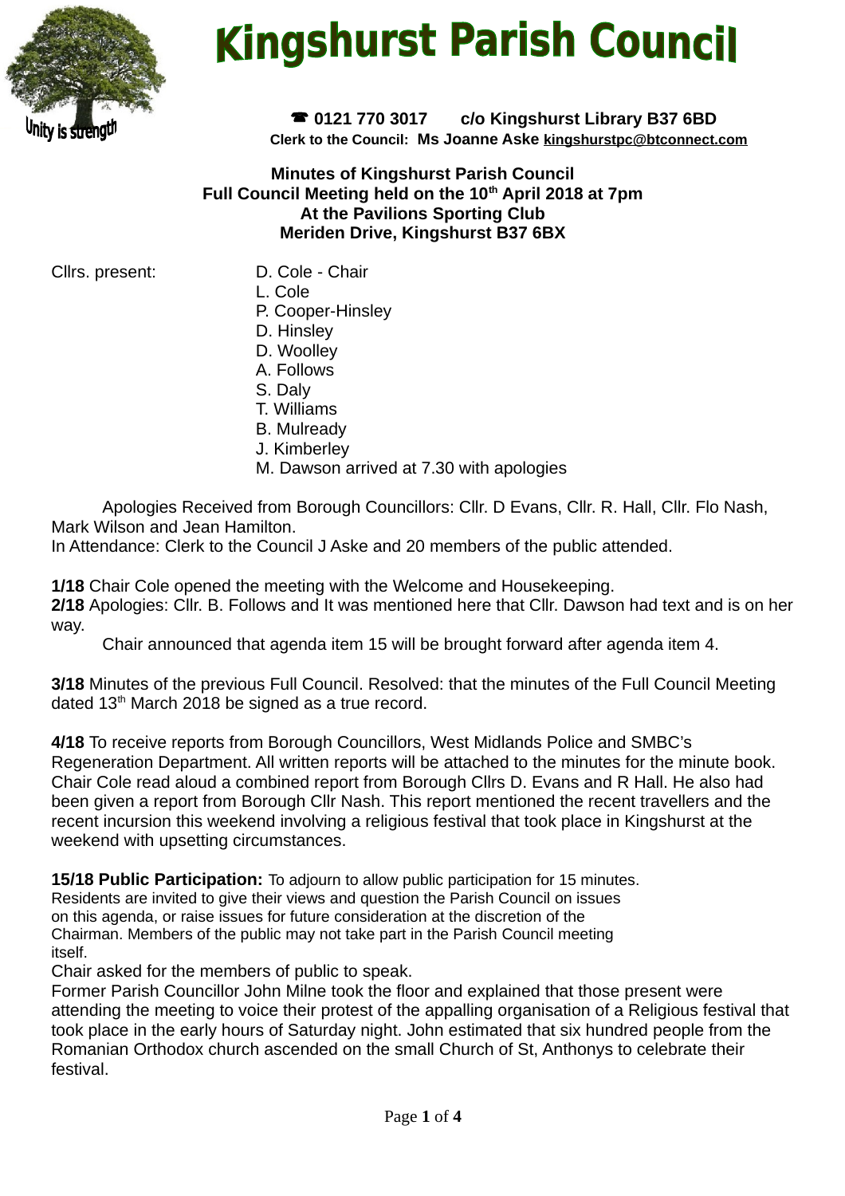# Kingshurst Parish Council

Unity is strength

☎ 0121 770 3017 c/o Kingshurst Library B37 6BD

**Clerk to the Council: Ms Joanne Aske kingshurstpc@btconnect.com**

**Minutes of Kingshurst Parish Council**
**Full Council Meeting held on the 10th April 2018 at 7pm**
**At the Pavilions Sporting Club**
**Meriden Drive, Kingshurst B37 6BX**

Cllrs. present:
- D. Cole - Chair
- L. Cole
- P. Cooper-Hinsley
- D. Hinsley
- D. Woolley
- A. Follows
- S. Daly
- T. Williams
- B. Mulready
- J. Kimberley
- M. Dawson arrived at 7.30 with apologies

Apologies Received from Borough Councillors: Cllr. D Evans, Cllr. R. Hall, Cllr. Flo Nash, Mark Wilson and Jean Hamilton.
In Attendance: Clerk to the Council J Aske and 20 members of the public attended.

**1/18** Chair Cole opened the meeting with the Welcome and Housekeeping.
**2/18** Apologies: Cllr. B. Follows and It was mentioned here that Cllr. Dawson had text and is on her way.
Chair announced that agenda item 15 will be brought forward after agenda item 4.

**3/18** Minutes of the previous Full Council. Resolved: that the minutes of the Full Council Meeting dated 13th March 2018 be signed as a true record.

**4/18** To receive reports from Borough Councillors, West Midlands Police and SMBC's Regeneration Department. All written reports will be attached to the minutes for the minute book. Chair Cole read aloud a combined report from Borough Cllrs D. Evans and R Hall. He also had been given a report from Borough Cllr Nash. This report mentioned the recent travellers and the recent incursion this weekend involving a religious festival that took place in Kingshurst at the weekend with upsetting circumstances.

**15/18 Public Participation:** To adjourn to allow public participation for 15 minutes. Residents are invited to give their views and question the Parish Council on issues on this agenda, or raise issues for future consideration at the discretion of the Chairman. Members of the public may not take part in the Parish Council meeting itself.
Chair asked for the members of public to speak.
Former Parish Councillor John Milne took the floor and explained that those present were attending the meeting to voice their protest of the appalling organisation of a Religious festival that took place in the early hours of Saturday night. John estimated that six hundred people from the Romanian Orthodox church ascended on the small Church of St, Anthonys to celebrate their festival.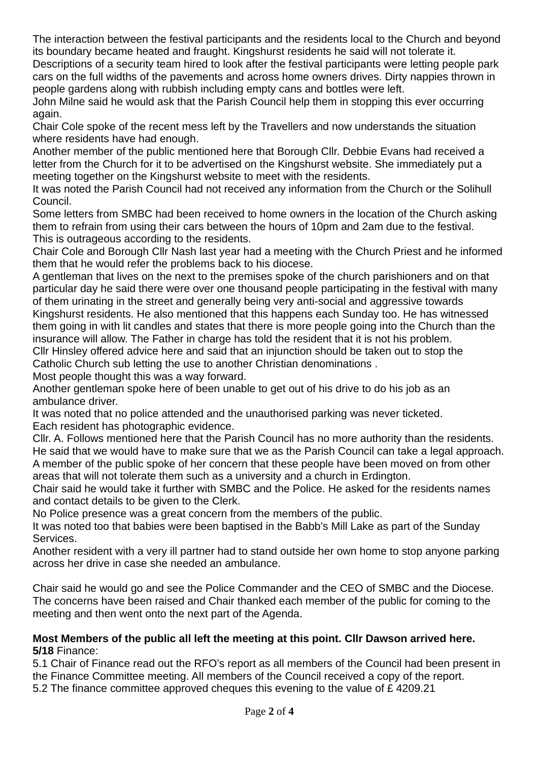The interaction between the festival participants and the residents local to the Church and beyond its boundary became heated and fraught. Kingshurst residents he said will not tolerate it.
Descriptions of a security team hired to look after the festival participants were letting people park cars on the full widths of the pavements and across home owners drives. Dirty nappies thrown in people gardens along with rubbish including empty cans and bottles were left.
John Milne said he would ask that the Parish Council help them in stopping this ever occurring again.
Chair Cole spoke of the recent mess left by the Travellers and now understands the situation where residents have had enough.
Another member of the public mentioned here that Borough Cllr. Debbie Evans had received a letter from the Church for it to be advertised on the Kingshurst website. She immediately put a meeting together on the Kingshurst website to meet with the residents.
It was noted the Parish Council had not received any information from the Church or the Solihull Council.
Some letters from SMBC had been received to home owners in the location of the Church asking them to refrain from using their cars between the hours of 10pm and 2am due to the festival. This is outrageous according to the residents.
Chair Cole and Borough Cllr Nash last year had a meeting with the Church Priest and he informed them that he would refer the problems back to his diocese.
A gentleman that lives on the next to the premises spoke of the church parishioners and on that particular day he said there were over one thousand people participating in the festival with many of them urinating in the street and generally being very anti-social and aggressive towards Kingshurst residents. He also mentioned that this happens each Sunday too. He has witnessed them going in with lit candles and states that there is more people going into the Church than the insurance will allow. The Father in charge has told the resident that it is not his problem.
Cllr Hinsley offered advice here and said that an injunction should be taken out to stop the Catholic Church sub letting the use to another Christian denominations .
Most people thought this was a way forward.
Another gentleman spoke here of been unable to get out of his drive to do his job as an ambulance driver.
It was noted that no police attended and the unauthorised parking was never ticketed.
Each resident has photographic evidence.
Cllr. A. Follows mentioned here that the Parish Council has no more authority than the residents. He said that we would have to make sure that we as the Parish Council can take a legal approach.
A member of the public spoke of her concern that these people have been moved on from other areas that will not tolerate them such as a university and a church in Erdington.
Chair said he would take it further with SMBC and the Police. He asked for the residents names and contact details to be given to the Clerk.
No Police presence was a great concern from the members of the public.
It was noted too that babies were been baptised in the Babb's Mill Lake as part of the Sunday Services.
Another resident with a very ill partner had to stand outside her own home to stop anyone parking across her drive in case she needed an ambulance.

Chair said he would go and see the Police Commander and the CEO of SMBC and the Diocese. The concerns have been raised and Chair thanked each member of the public for coming to the meeting and then went onto the next part of the Agenda.

**Most Members of the public all left the meeting at this point. Cllr Dawson arrived here.**
**5/18** Finance:
5.1 Chair of Finance read out the RFO's report as all members of the Council had been present in the Finance Committee meeting. All members of the Council received a copy of the report.
5.2 The finance committee approved cheques this evening to the value of £ 4209.21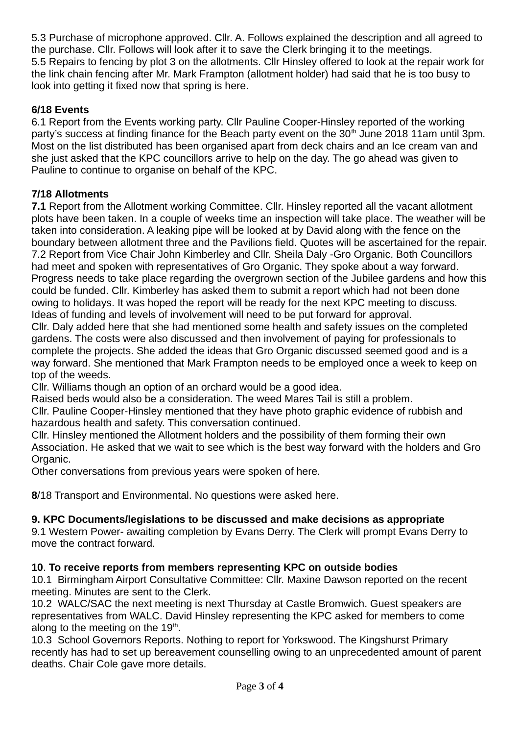5.3 Purchase of microphone approved. Cllr. A. Follows explained the description and all agreed to the purchase. Cllr. Follows will look after it to save the Clerk bringing it to the meetings.
5.5 Repairs to fencing by plot 3 on the allotments. Cllr Hinsley offered to look at the repair work for the link chain fencing after Mr. Mark Frampton (allotment holder) had said that he is too busy to look into getting it fixed now that spring is here.

**6/18 Events**

6.1 Report from the Events working party. Cllr Pauline Cooper-Hinsley reported of the working party's success at finding finance for the Beach party event on the 30th June 2018 11am until 3pm. Most on the list distributed has been organised apart from deck chairs and an Ice cream van and she just asked that the KPC councillors arrive to help on the day. The go ahead was given to Pauline to continue to organise on behalf of the KPC.

**7/18 Allotments**

**7.1** Report from the Allotment working Committee. Cllr. Hinsley reported all the vacant allotment plots have been taken. In a couple of weeks time an inspection will take place. The weather will be taken into consideration. A leaking pipe will be looked at by David along with the fence on the boundary between allotment three and the Pavilions field. Quotes will be ascertained for the repair.
7.2 Report from Vice Chair John Kimberley and Cllr. Sheila Daly -Gro Organic. Both Councillors had meet and spoken with representatives of Gro Organic. They spoke about a way forward. Progress needs to take place regarding the overgrown section of the Jubilee gardens and how this could be funded. Cllr. Kimberley has asked them to submit a report which had not been done owing to holidays. It was hoped the report will be ready for the next KPC meeting to discuss. Ideas of funding and levels of involvement will need to be put forward for approval.
Cllr. Daly added here that she had mentioned some health and safety issues on the completed gardens. The costs were also discussed and then involvement of paying for professionals to complete the projects. She added the ideas that Gro Organic discussed seemed good and is a way forward. She mentioned that Mark Frampton needs to be employed once a week to keep on top of the weeds.
Cllr. Williams though an option of an orchard would be a good idea.
Raised beds would also be a consideration. The weed Mares Tail is still a problem.
Cllr. Pauline Cooper-Hinsley mentioned that they have photo graphic evidence of rubbish and hazardous health and safety. This conversation continued.
Cllr. Hinsley mentioned the Allotment holders and the possibility of them forming their own Association. He asked that we wait to see which is the best way forward with the holders and Gro Organic.
Other conversations from previous years were spoken of here.

**8**/18 Transport and Environmental. No questions were asked here.

**9. KPC Documents/legislations to be discussed and make decisions as appropriate**

9.1 Western Power- awaiting completion by Evans Derry. The Clerk will prompt Evans Derry to move the contract forward.

**10**. **To receive reports from members representing KPC on outside bodies**

10.1 Birmingham Airport Consultative Committee: Cllr. Maxine Dawson reported on the recent meeting. Minutes are sent to the Clerk.
10.2 WALC/SAC the next meeting is next Thursday at Castle Bromwich. Guest speakers are representatives from WALC. David Hinsley representing the KPC asked for members to come along to the meeting on the 19th.
10.3 School Governors Reports. Nothing to report for Yorkswood. The Kingshurst Primary recently has had to set up bereavement counselling owing to an unprecedented amount of parent deaths. Chair Cole gave more details.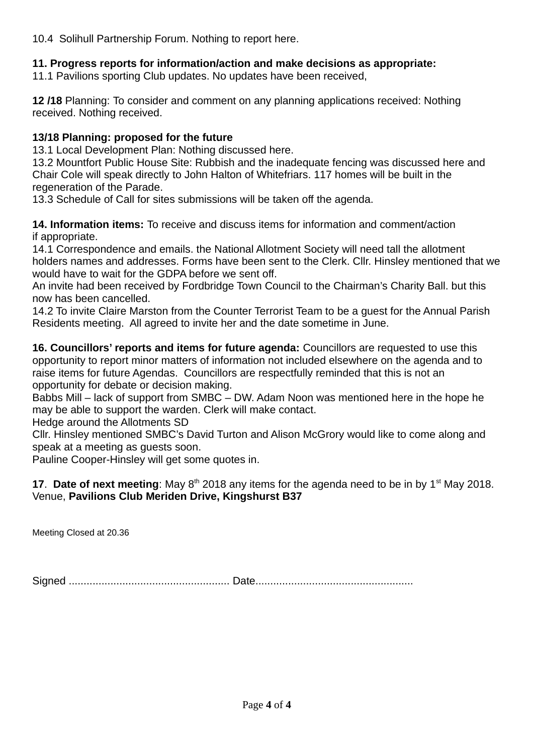10.4 Solihull Partnership Forum. Nothing to report here.

**11. Progress reports for information/action and make decisions as appropriate:**
11.1 Pavilions sporting Club updates. No updates have been received,

**12 /18** Planning: To consider and comment on any planning applications received: Nothing received. Nothing received.

**13/18 Planning: proposed for the future**
13.1 Local Development Plan: Nothing discussed here.
13.2 Mountfort Public House Site: Rubbish and the inadequate fencing was discussed here and Chair Cole will speak directly to John Halton of Whitefriars. 117 homes will be built in the regeneration of the Parade.
13.3 Schedule of Call for sites submissions will be taken off the agenda.

**14. Information items:** To receive and discuss items for information and comment/action if appropriate.
14.1 Correspondence and emails. the National Allotment Society will need tall the allotment holders names and addresses. Forms have been sent to the Clerk. Cllr. Hinsley mentioned that we would have to wait for the GDPA before we sent off.
An invite had been received by Fordbridge Town Council to the Chairman's Charity Ball. but this now has been cancelled.
14.2 To invite Claire Marston from the Counter Terrorist Team to be a guest for the Annual Parish Residents meeting. All agreed to invite her and the date sometime in June.

**16. Councillors' reports and items for future agenda:** Councillors are requested to use this opportunity to report minor matters of information not included elsewhere on the agenda and to raise items for future Agendas. Councillors are respectfully reminded that this is not an opportunity for debate or decision making.
Babbs Mill – lack of support from SMBC – DW. Adam Noon was mentioned here in the hope he may be able to support the warden. Clerk will make contact.
Hedge around the Allotments SD
Cllr. Hinsley mentioned SMBC's David Turton and Alison McGrory would like to come along and speak at a meeting as guests soon.
Pauline Cooper-Hinsley will get some quotes in.

**17**. **Date of next meeting**: May 8th 2018 any items for the agenda need to be in by 1st May 2018. Venue, **Pavilions Club Meriden Drive, Kingshurst B37**

Meeting Closed at 20.36

Signed ...................................................... Date.....................................................